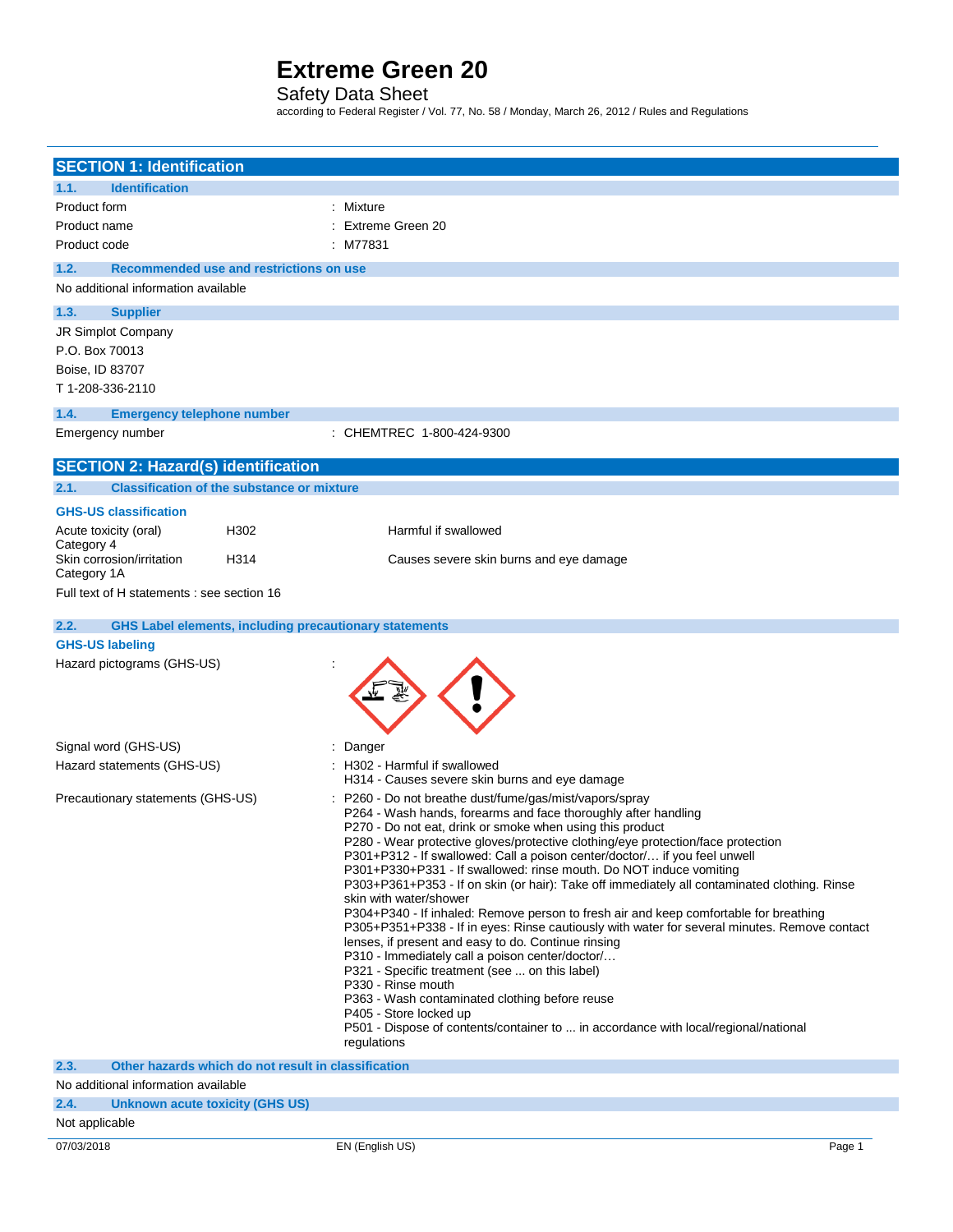# Extreme Green 20

Safety Data Sheet

according to Federal Register / Vol. 77, No. 58 / Monday, March 26, 2012 / Rules and Regulations

## SECTION 1: Identification

### 1.1. Identification

| | |
|---|---|
| Product form | : Mixture |
| Product name | : Extreme Green 20 |
| Product code | : M77831 |

### 1.2. Recommended use and restrictions on use

No additional information available

### 1.3. Supplier

JR Simplot Company
P.O. Box 70013
Boise, ID 83707
T 1-208-336-2110

### 1.4. Emergency telephone number

| | |
|---|---|
| Emergency number | : CHEMTREC 1-800-424-9300 |

## SECTION 2: Hazard(s) identification

### 2.1. Classification of the substance or mixture

**GHS-US classification**

| | | |
|---|---|---|
| Acute toxicity (oral) Category 4 | H302 | Harmful if swallowed |
| Skin corrosion/irritation Category 1A | H314 | Causes severe skin burns and eye damage |

Full text of H statements : see section 16

### 2.2. GHS Label elements, including precautionary statements

**GHS-US labeling**

Hazard pictograms (GHS-US) :

Signal word (GHS-US) : Danger

Hazard statements (GHS-US) :
H302 - Harmful if swallowed
H314 - Causes severe skin burns and eye damage

Precautionary statements (GHS-US) :
P260 - Do not breathe dust/fume/gas/mist/vapors/spray
P264 - Wash hands, forearms and face thoroughly after handling
P270 - Do not eat, drink or smoke when using this product
P280 - Wear protective gloves/protective clothing/eye protection/face protection
P301+P312 - If swallowed: Call a poison center/doctor/… if you feel unwell
P301+P330+P331 - If swallowed: rinse mouth. Do NOT induce vomiting
P303+P361+P353 - If on skin (or hair): Take off immediately all contaminated clothing. Rinse skin with water/shower
P304+P340 - If inhaled: Remove person to fresh air and keep comfortable for breathing
P305+P351+P338 - If in eyes: Rinse cautiously with water for several minutes. Remove contact lenses, if present and easy to do. Continue rinsing
P310 - Immediately call a poison center/doctor/…
P321 - Specific treatment (see ... on this label)
P330 - Rinse mouth
P363 - Wash contaminated clothing before reuse
P405 - Store locked up
P501 - Dispose of contents/container to ... in accordance with local/regional/national regulations

### 2.3. Other hazards which do not result in classification

No additional information available

### 2.4. Unknown acute toxicity (GHS US)

Not applicable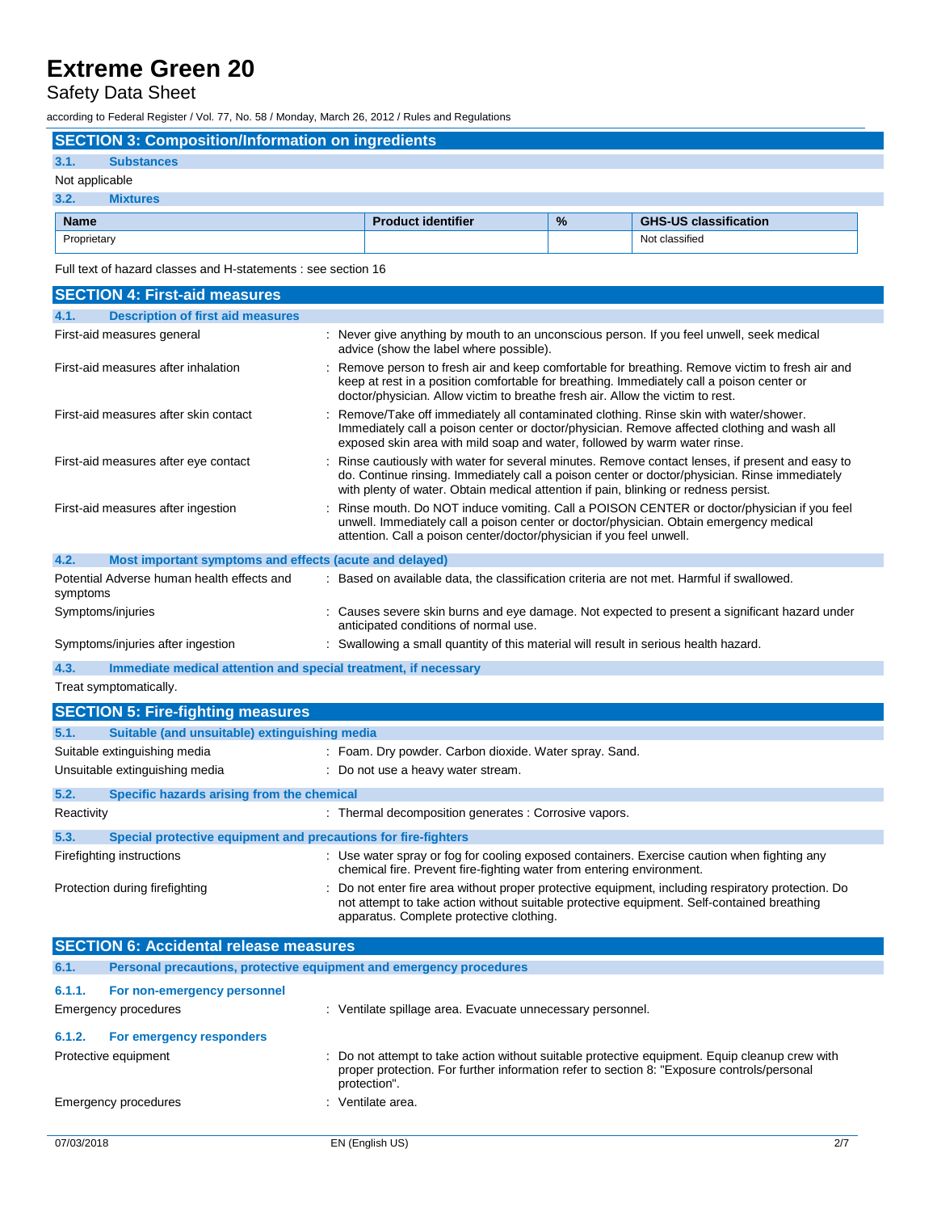## SECTION 3: Composition/Information on ingredients

### 3.1. Substances

Not applicable

### 3.2. Mixtures

| Name | Product identifier | % | GHS-US classification |
|---|---|---|---|
| Proprietary | | | Not classified |

Full text of hazard classes and H-statements : see section 16

## SECTION 4: First-aid measures

### 4.1. Description of first aid measures

First-aid measures general : Never give anything by mouth to an unconscious person. If you feel unwell, seek medical advice (show the label where possible).

First-aid measures after inhalation : Remove person to fresh air and keep comfortable for breathing. Remove victim to fresh air and keep at rest in a position comfortable for breathing. Immediately call a poison center or doctor/physician. Allow victim to breathe fresh air. Allow the victim to rest.

First-aid measures after skin contact : Remove/Take off immediately all contaminated clothing. Rinse skin with water/shower. Immediately call a poison center or doctor/physician. Remove affected clothing and wash all exposed skin area with mild soap and water, followed by warm water rinse.

First-aid measures after eye contact : Rinse cautiously with water for several minutes. Remove contact lenses, if present and easy to do. Continue rinsing. Immediately call a poison center or doctor/physician. Rinse immediately with plenty of water. Obtain medical attention if pain, blinking or redness persist.

First-aid measures after ingestion : Rinse mouth. Do NOT induce vomiting. Call a POISON CENTER or doctor/physician if you feel unwell. Immediately call a poison center or doctor/physician. Obtain emergency medical attention. Call a poison center/doctor/physician if you feel unwell.

### 4.2. Most important symptoms and effects (acute and delayed)

Potential Adverse human health effects and symptoms : Based on available data, the classification criteria are not met. Harmful if swallowed.

Symptoms/injuries : Causes severe skin burns and eye damage. Not expected to present a significant hazard under anticipated conditions of normal use.

Symptoms/injuries after ingestion : Swallowing a small quantity of this material will result in serious health hazard.

### 4.3. Immediate medical attention and special treatment, if necessary

Treat symptomatically.

## SECTION 5: Fire-fighting measures

### 5.1. Suitable (and unsuitable) extinguishing media

Suitable extinguishing media : Foam. Dry powder. Carbon dioxide. Water spray. Sand.

Unsuitable extinguishing media : Do not use a heavy water stream.

### 5.2. Specific hazards arising from the chemical

Reactivity : Thermal decomposition generates : Corrosive vapors.

### 5.3. Special protective equipment and precautions for fire-fighters

Firefighting instructions : Use water spray or fog for cooling exposed containers. Exercise caution when fighting any chemical fire. Prevent fire-fighting water from entering environment.

Protection during firefighting : Do not enter fire area without proper protective equipment, including respiratory protection. Do not attempt to take action without suitable protective equipment. Self-contained breathing apparatus. Complete protective clothing.

## SECTION 6: Accidental release measures

### 6.1. Personal precautions, protective equipment and emergency procedures

#### 6.1.1. For non-emergency personnel

Emergency procedures : Ventilate spillage area. Evacuate unnecessary personnel.

#### 6.1.2. For emergency responders

Protective equipment : Do not attempt to take action without suitable protective equipment. Equip cleanup crew with proper protection. For further information refer to section 8: "Exposure controls/personal protection".

Emergency procedures : Ventilate area.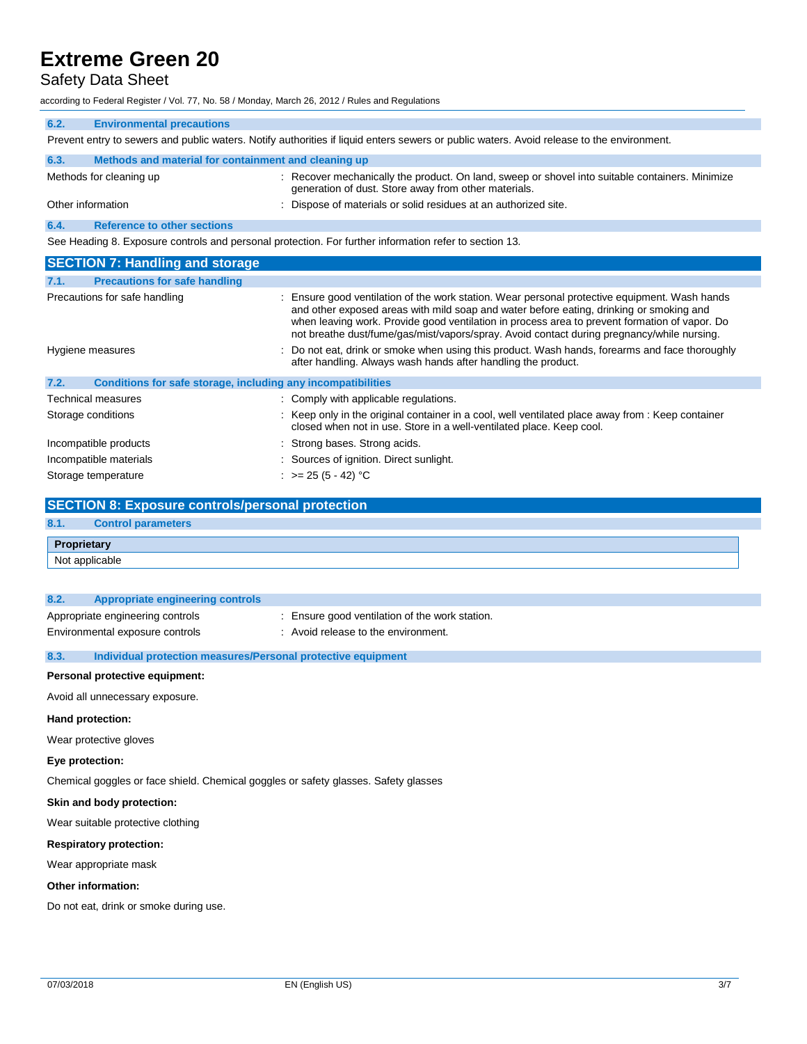### 6.2. Environmental precautions

Prevent entry to sewers and public waters. Notify authorities if liquid enters sewers or public waters. Avoid release to the environment.

### 6.3. Methods and material for containment and cleaning up

| | |
|---|---|
| Methods for cleaning up | : Recover mechanically the product. On land, sweep or shovel into suitable containers. Minimize generation of dust. Store away from other materials. |
| Other information | : Dispose of materials or solid residues at an authorized site. |

### 6.4. Reference to other sections

See Heading 8. Exposure controls and personal protection. For further information refer to section 13.

## SECTION 7: Handling and storage

### 7.1. Precautions for safe handling

| | |
|---|---|
| Precautions for safe handling | : Ensure good ventilation of the work station. Wear personal protective equipment. Wash hands and other exposed areas with mild soap and water before eating, drinking or smoking and when leaving work. Provide good ventilation in process area to prevent formation of vapor. Do not breathe dust/fume/gas/mist/vapors/spray. Avoid contact during pregnancy/while nursing. |
| Hygiene measures | : Do not eat, drink or smoke when using this product. Wash hands, forearms and face thoroughly after handling. Always wash hands after handling the product. |

### 7.2. Conditions for safe storage, including any incompatibilities

| | |
|---|---|
| Technical measures | : Comply with applicable regulations. |
| Storage conditions | : Keep only in the original container in a cool, well ventilated place away from : Keep container closed when not in use. Store in a well-ventilated place. Keep cool. |
| Incompatible products | : Strong bases. Strong acids. |
| Incompatible materials | : Sources of ignition. Direct sunlight. |
| Storage temperature | : >= 25 (5 - 42) °C |

## SECTION 8: Exposure controls/personal protection

### 8.1. Control parameters

| Proprietary |
|---|
| Not applicable |

### 8.2. Appropriate engineering controls

| | |
|---|---|
| Appropriate engineering controls | : Ensure good ventilation of the work station. |
| Environmental exposure controls | : Avoid release to the environment. |

### 8.3. Individual protection measures/Personal protective equipment

**Personal protective equipment:**

Avoid all unnecessary exposure.

**Hand protection:**

Wear protective gloves

**Eye protection:**

Chemical goggles or face shield. Chemical goggles or safety glasses. Safety glasses

**Skin and body protection:**

Wear suitable protective clothing

**Respiratory protection:**

Wear appropriate mask

**Other information:**

Do not eat, drink or smoke during use.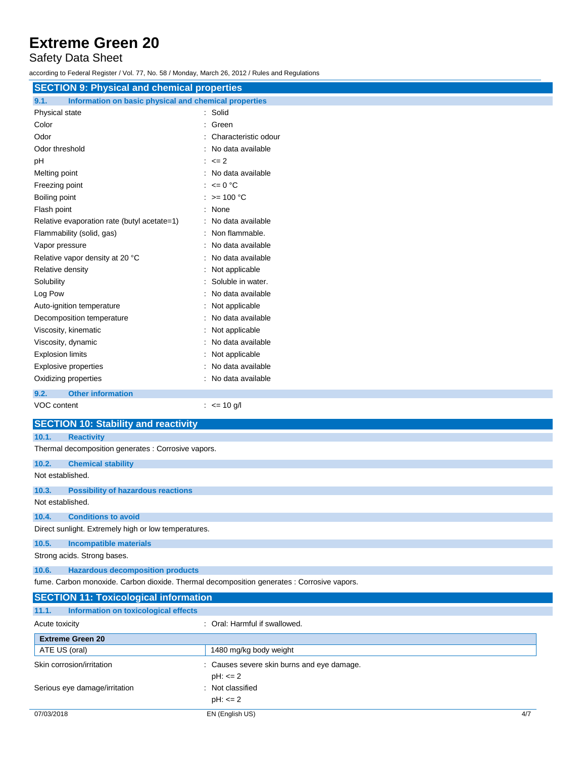## SECTION 9: Physical and chemical properties

### 9.1. Information on basic physical and chemical properties

| | | |
|---|---|---|
| Physical state | : | Solid |
| Color | : | Green |
| Odor | : | Characteristic odour |
| Odor threshold | : | No data available |
| pH | : | <= 2 |
| Melting point | : | No data available |
| Freezing point | : | <= 0 °C |
| Boiling point | : | >= 100 °C |
| Flash point | : | None |
| Relative evaporation rate (butyl acetate=1) | : | No data available |
| Flammability (solid, gas) | : | Non flammable. |
| Vapor pressure | : | No data available |
| Relative vapor density at 20 °C | : | No data available |
| Relative density | : | Not applicable |
| Solubility | : | Soluble in water. |
| Log Pow | : | No data available |
| Auto-ignition temperature | : | Not applicable |
| Decomposition temperature | : | No data available |
| Viscosity, kinematic | : | Not applicable |
| Viscosity, dynamic | : | No data available |
| Explosion limits | : | Not applicable |
| Explosive properties | : | No data available |
| Oxidizing properties | : | No data available |

### 9.2. Other information

| | | |
|---|---|---|
| VOC content | : | <= 10 g/l |

## SECTION 10: Stability and reactivity

### 10.1. Reactivity

Thermal decomposition generates : Corrosive vapors.

### 10.2. Chemical stability

Not established.

### 10.3. Possibility of hazardous reactions

Not established.

### 10.4. Conditions to avoid

Direct sunlight. Extremely high or low temperatures.

### 10.5. Incompatible materials

Strong acids. Strong bases.

### 10.6. Hazardous decomposition products

fume. Carbon monoxide. Carbon dioxide. Thermal decomposition generates : Corrosive vapors.

## SECTION 11: Toxicological information

### 11.1. Information on toxicological effects

Acute toxicity : Oral: Harmful if swallowed.

| Extreme Green 20 | |
|---|---|
| ATE US (oral) | 1480 mg/kg body weight |

| | | |
|---|---|---|
| Skin corrosion/irritation | : | Causes severe skin burns and eye damage.<br>pH: <= 2 |
| Serious eye damage/irritation | : | Not classified<br>pH: <= 2 |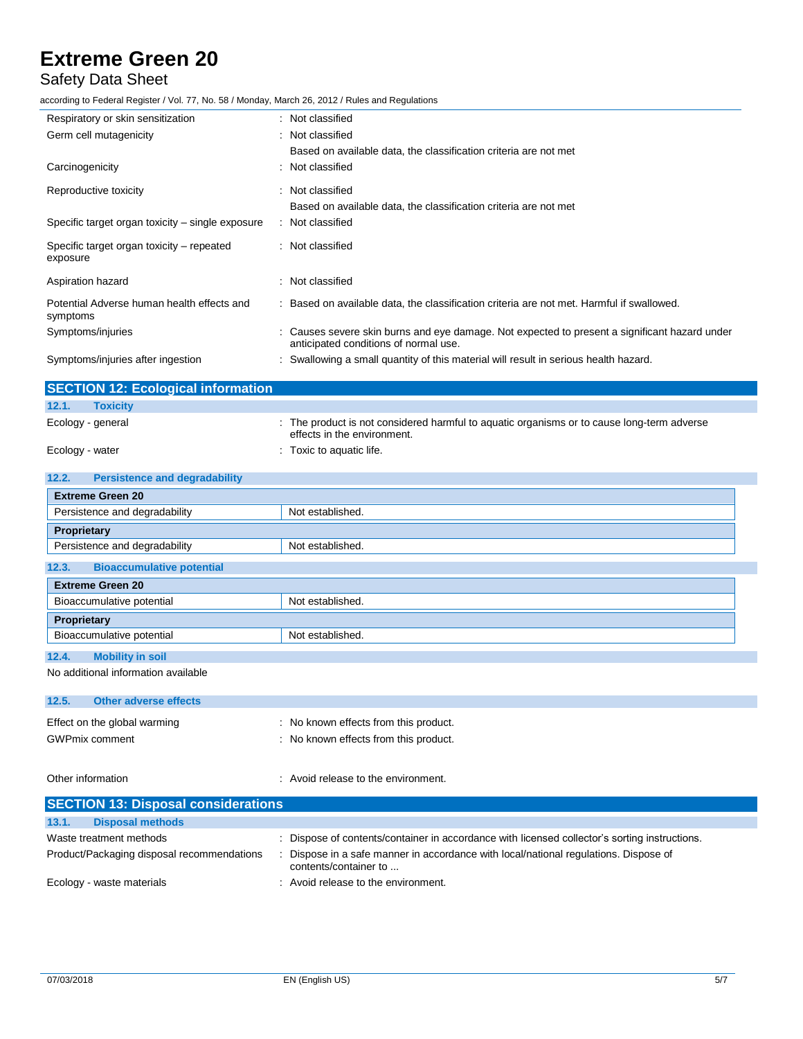| | |
|---|---|
| Respiratory or skin sensitization | : Not classified |
| Germ cell mutagenicity | : Not classified<br>Based on available data, the classification criteria are not met |
| Carcinogenicity | : Not classified |
| Reproductive toxicity | : Not classified<br>Based on available data, the classification criteria are not met |
| Specific target organ toxicity – single exposure | : Not classified |
| Specific target organ toxicity – repeated exposure | : Not classified |
| Aspiration hazard | : Not classified |
| Potential Adverse human health effects and symptoms | : Based on available data, the classification criteria are not met. Harmful if swallowed. |
| Symptoms/injuries | : Causes severe skin burns and eye damage. Not expected to present a significant hazard under anticipated conditions of normal use. |
| Symptoms/injuries after ingestion | : Swallowing a small quantity of this material will result in serious health hazard. |

## SECTION 12: Ecological information

### 12.1. Toxicity

| | |
|---|---|
| Ecology - general | : The product is not considered harmful to aquatic organisms or to cause long-term adverse effects in the environment. |
| Ecology - water | : Toxic to aquatic life. |

### 12.2. Persistence and degradability

| **Extreme Green 20** | |
|---|---|
| Persistence and degradability | Not established. |
| **Proprietary** | |
| Persistence and degradability | Not established. |

### 12.3. Bioaccumulative potential

| **Extreme Green 20** | |
|---|---|
| Bioaccumulative potential | Not established. |
| **Proprietary** | |
| Bioaccumulative potential | Not established. |

### 12.4. Mobility in soil

No additional information available

### 12.5. Other adverse effects

| | |
|---|---|
| Effect on the global warming | : No known effects from this product. |
| GWPmix comment | : No known effects from this product. |
| Other information | : Avoid release to the environment. |

## SECTION 13: Disposal considerations

### 13.1. Disposal methods

| | |
|---|---|
| Waste treatment methods | : Dispose of contents/container in accordance with licensed collector's sorting instructions. |
| Product/Packaging disposal recommendations | : Dispose in a safe manner in accordance with local/national regulations. Dispose of contents/container to ... |
| Ecology - waste materials | : Avoid release to the environment. |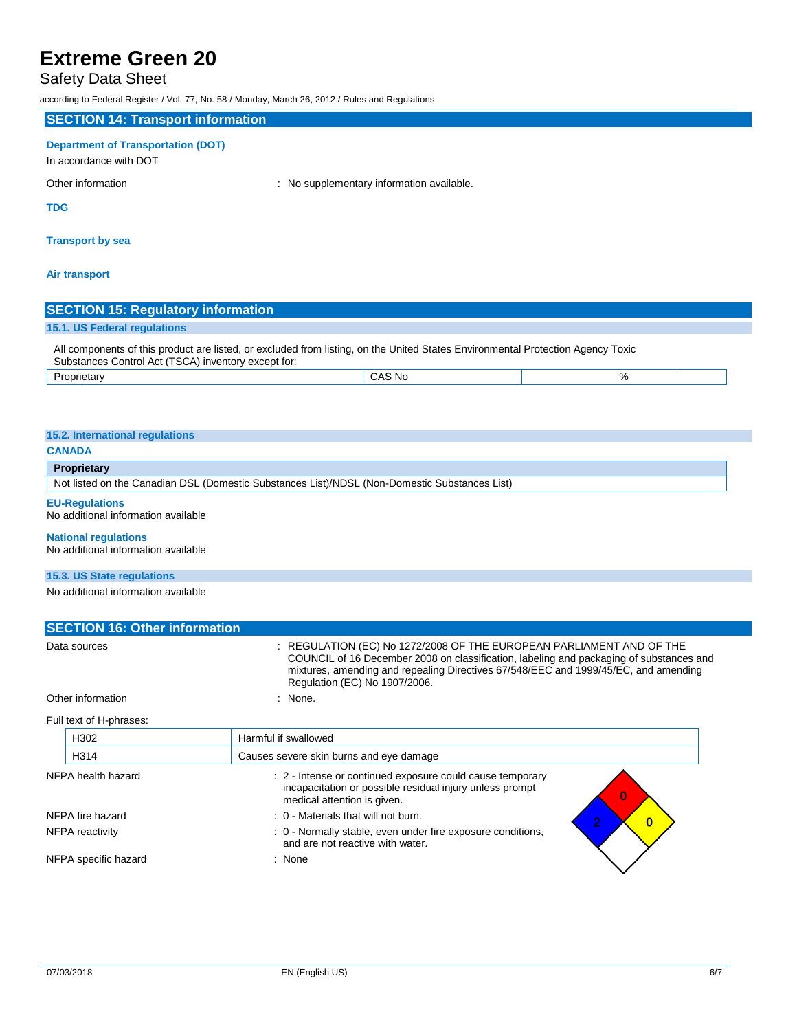## SECTION 14: Transport information

**Department of Transportation (DOT)**

In accordance with DOT

Other information : No supplementary information available.

**TDG**

**Transport by sea**

**Air transport**

## SECTION 15: Regulatory information

### 15.1. US Federal regulations

All components of this product are listed, or excluded from listing, on the United States Environmental Protection Agency Toxic Substances Control Act (TSCA) inventory except for:

| Proprietary | CAS No | % |
|---|---|---|

### 15.2. International regulations

**CANADA**

| **Proprietary** |
|---|
| Not listed on the Canadian DSL (Domestic Substances List)/NDSL (Non-Domestic Substances List) |

**EU-Regulations**

No additional information available

**National regulations**

No additional information available

### 15.3. US State regulations

No additional information available

## SECTION 16: Other information

Data sources : REGULATION (EC) No 1272/2008 OF THE EUROPEAN PARLIAMENT AND OF THE COUNCIL of 16 December 2008 on classification, labeling and packaging of substances and mixtures, amending and repealing Directives 67/548/EEC and 1999/45/EC, and amending Regulation (EC) No 1907/2006.

Other information : None.

Full text of H-phrases:

| | |
|---|---|
| H302 | Harmful if swallowed |
| H314 | Causes severe skin burns and eye damage |

NFPA health hazard : 2 - Intense or continued exposure could cause temporary incapacitation or possible residual injury unless prompt medical attention is given.

NFPA fire hazard : 0 - Materials that will not burn.

NFPA reactivity : 0 - Normally stable, even under fire exposure conditions, and are not reactive with water.

NFPA specific hazard : None

0
2
0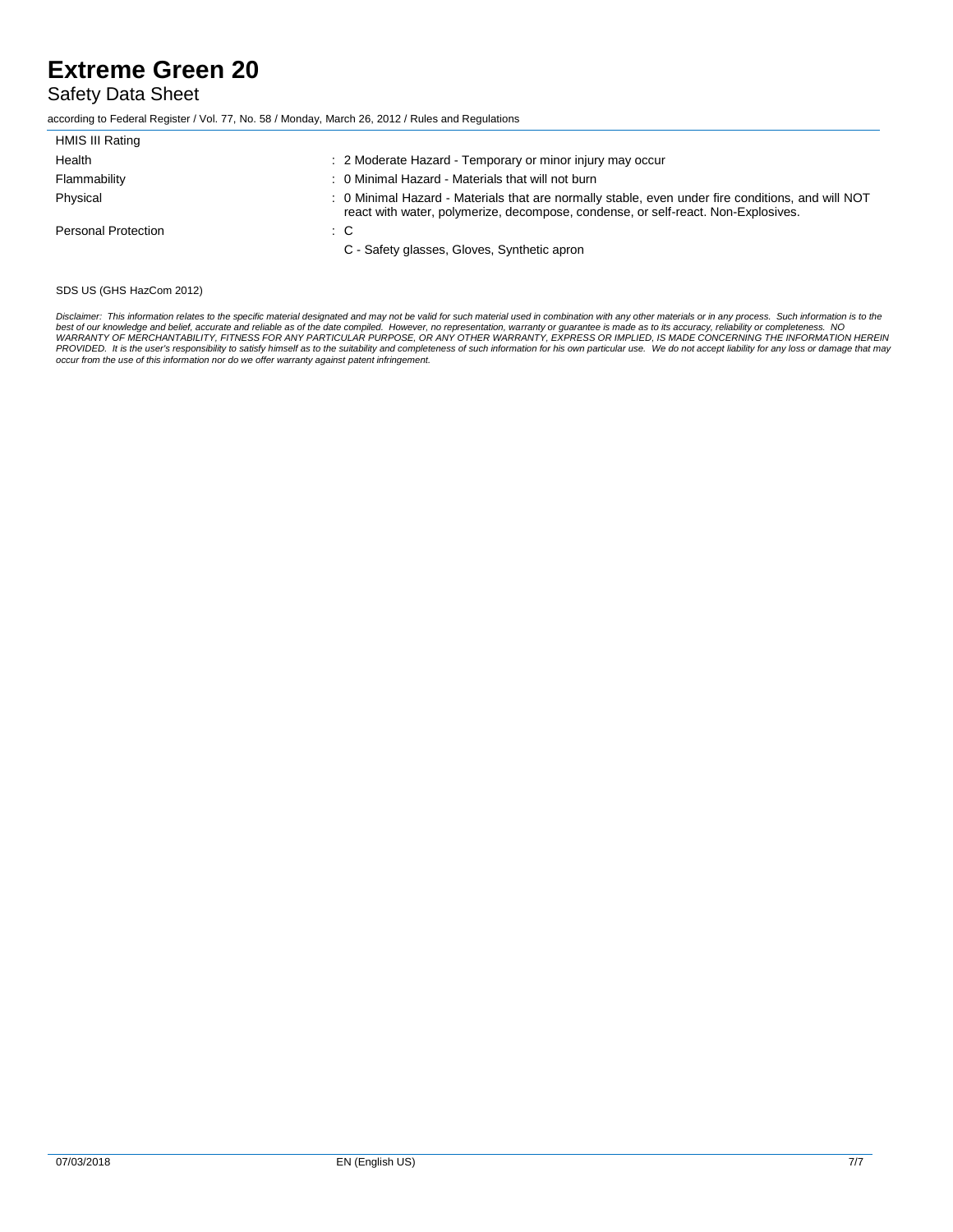| | |
|---|---|
| HMIS III Rating | |
| Health | : 2 Moderate Hazard - Temporary or minor injury may occur |
| Flammability | : 0 Minimal Hazard - Materials that will not burn |
| Physical | : 0 Minimal Hazard - Materials that are normally stable, even under fire conditions, and will NOT react with water, polymerize, decompose, condense, or self-react. Non-Explosives. |
| Personal Protection | : C<br>C - Safety glasses, Gloves, Synthetic apron |

SDS US (GHS HazCom 2012)

*Disclaimer: This information relates to the specific material designated and may not be valid for such material used in combination with any other materials or in any process. Such information is to the best of our knowledge and belief, accurate and reliable as of the date compiled. However, no representation, warranty or guarantee is made as to its accuracy, reliability or completeness. NO WARRANTY OF MERCHANTABILITY, FITNESS FOR ANY PARTICULAR PURPOSE, OR ANY OTHER WARRANTY, EXPRESS OR IMPLIED, IS MADE CONCERNING THE INFORMATION HEREIN PROVIDED. It is the user's responsibility to satisfy himself as to the suitability and completeness of such information for his own particular use. We do not accept liability for any loss or damage that may occur from the use of this information nor do we offer warranty against patent infringement.*